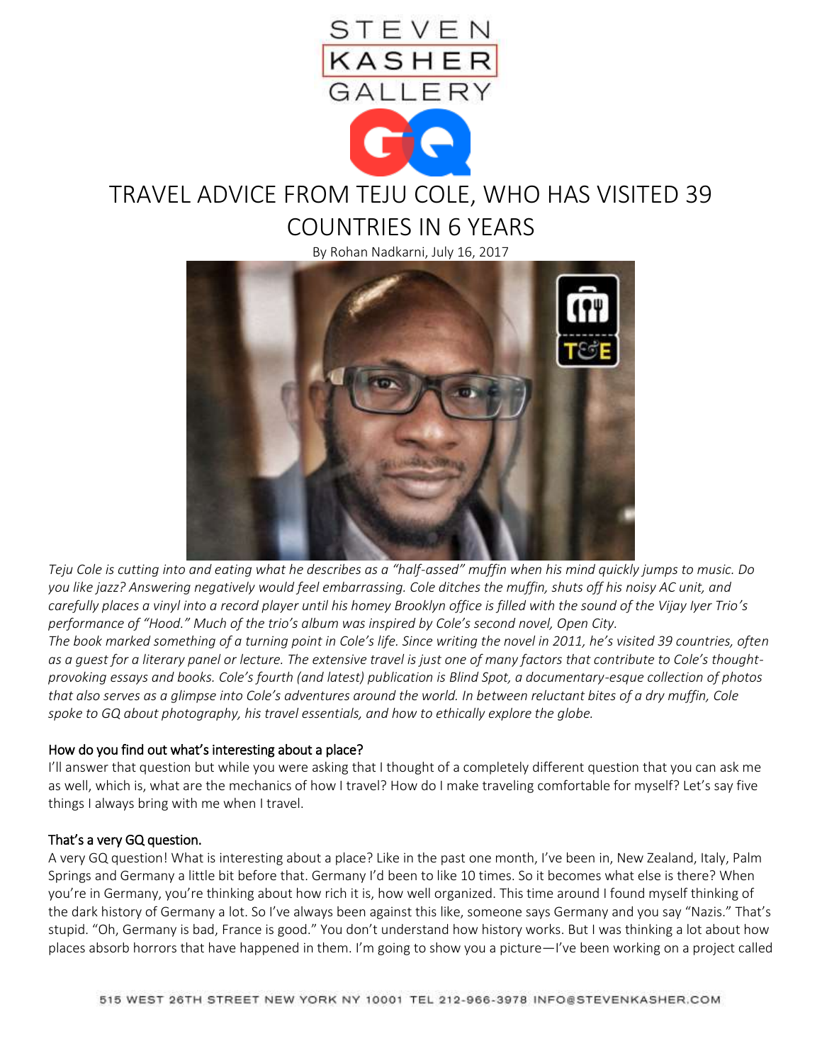STEVEN KASHER GALLERY

GQ

# TRAVEL ADVICE FROM TEJU COLE, WHO HAS VISITED 39 COUNTRIES IN 6 YEARS

By Rohan Nadkarni, July 16, 2017

*Teju Cole is cutting into and eating what he describes as a "half-assed" muffin when his mind quickly jumps to music. Do you like jazz? Answering negatively would feel embarrassing. Cole ditches the muffin, shuts off his noisy AC unit, and carefully places a vinyl into a record player until his homey Brooklyn office is filled with the sound of the Vijay Iyer Trio's performance of "Hood." Much of the trio's album was inspired by Cole's second novel, Open City.*

*The book marked something of a turning point in Cole's life. Since writing the novel in 2011, he's visited 39 countries, often as a guest for a literary panel or lecture. The extensive travel is just one of many factors that contribute to Cole's thought-provoking essays and books. Cole's fourth (and latest) publication is Blind Spot, a documentary-esque collection of photos that also serves as a glimpse into Cole's adventures around the world. In between reluctant bites of a dry muffin, Cole spoke to GQ about photography, his travel essentials, and how to ethically explore the globe.*

**How do you find out what's interesting about a place?**

I'll answer that question but while you were asking that I thought of a completely different question that you can ask me as well, which is, what are the mechanics of how I travel? How do I make traveling comfortable for myself? Let's say five things I always bring with me when I travel.

**That's a very GQ question.**

A very GQ question! What is interesting about a place? Like in the past one month, I've been in, New Zealand, Italy, Palm Springs and Germany a little bit before that. Germany I'd been to like 10 times. So it becomes what else is there? When you're in Germany, you're thinking about how rich it is, how well organized. This time around I found myself thinking of the dark history of Germany a lot. So I've always been against this like, someone says Germany and you say "Nazis." That's stupid. "Oh, Germany is bad, France is good." You don't understand how history works. But I was thinking a lot about how places absorb horrors that have happened in them. I'm going to show you a picture—I've been working on a project called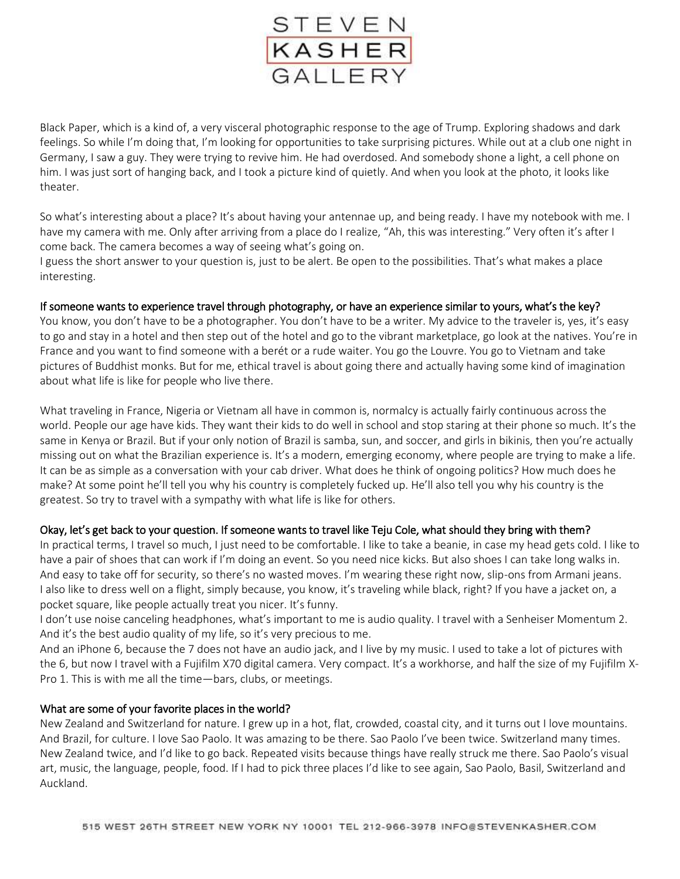Black Paper, which is a kind of, a very visceral photographic response to the age of Trump. Exploring shadows and dark feelings. So while I'm doing that, I'm looking for opportunities to take surprising pictures. While out at a club one night in Germany, I saw a guy. They were trying to revive him. He had overdosed. And somebody shone a light, a cell phone on him. I was just sort of hanging back, and I took a picture kind of quietly. And when you look at the photo, it looks like theater.

So what's interesting about a place? It's about having your antennae up, and being ready. I have my notebook with me. I have my camera with me. Only after arriving from a place do I realize, "Ah, this was interesting." Very often it's after I come back. The camera becomes a way of seeing what's going on.
I guess the short answer to your question is, just to be alert. Be open to the possibilities. That's what makes a place interesting.

**If someone wants to experience travel through photography, or have an experience similar to yours, what's the key?**
You know, you don't have to be a photographer. You don't have to be a writer. My advice to the traveler is, yes, it's easy to go and stay in a hotel and then step out of the hotel and go to the vibrant marketplace, go look at the natives. You're in France and you want to find someone with a berét or a rude waiter. You go the Louvre. You go to Vietnam and take pictures of Buddhist monks. But for me, ethical travel is about going there and actually having some kind of imagination about what life is like for people who live there.

What traveling in France, Nigeria or Vietnam all have in common is, normalcy is actually fairly continuous across the world. People our age have kids. They want their kids to do well in school and stop staring at their phone so much. It's the same in Kenya or Brazil. But if your only notion of Brazil is samba, sun, and soccer, and girls in bikinis, then you're actually missing out on what the Brazilian experience is. It's a modern, emerging economy, where people are trying to make a life. It can be as simple as a conversation with your cab driver. What does he think of ongoing politics? How much does he make? At some point he'll tell you why his country is completely fucked up. He'll also tell you why his country is the greatest. So try to travel with a sympathy with what life is like for others.

**Okay, let's get back to your question. If someone wants to travel like Teju Cole, what should they bring with them?**
In practical terms, I travel so much, I just need to be comfortable. I like to take a beanie, in case my head gets cold. I like to have a pair of shoes that can work if I'm doing an event. So you need nice kicks. But also shoes I can take long walks in. And easy to take off for security, so there's no wasted moves. I'm wearing these right now, slip-ons from Armani jeans.
I also like to dress well on a flight, simply because, you know, it's traveling while black, right? If you have a jacket on, a pocket square, like people actually treat you nicer. It's funny.
I don't use noise canceling headphones, what's important to me is audio quality. I travel with a Senheiser Momentum 2. And it's the best audio quality of my life, so it's very precious to me.
And an iPhone 6, because the 7 does not have an audio jack, and I live by my music. I used to take a lot of pictures with the 6, but now I travel with a Fujifilm X70 digital camera. Very compact. It's a workhorse, and half the size of my Fujifilm X-Pro 1. This is with me all the time—bars, clubs, or meetings.

**What are some of your favorite places in the world?**
New Zealand and Switzerland for nature. I grew up in a hot, flat, crowded, coastal city, and it turns out I love mountains. And Brazil, for culture. I love Sao Paolo. It was amazing to be there. Sao Paolo I've been twice. Switzerland many times. New Zealand twice, and I'd like to go back. Repeated visits because things have really struck me there. Sao Paolo's visual art, music, the language, people, food. If I had to pick three places I'd like to see again, Sao Paolo, Basil, Switzerland and Auckland.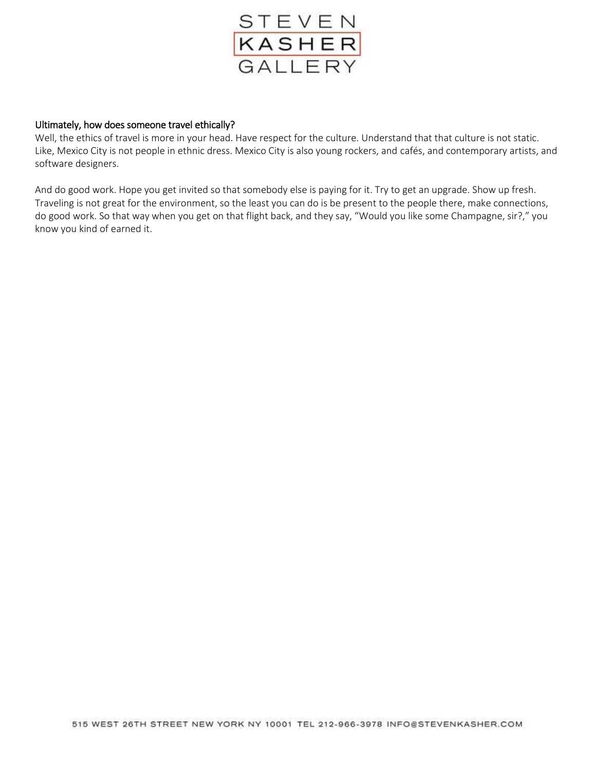**Ultimately, how does someone travel ethically?**

Well, the ethics of travel is more in your head. Have respect for the culture. Understand that that culture is not static. Like, Mexico City is not people in ethnic dress. Mexico City is also young rockers, and cafés, and contemporary artists, and software designers.

And do good work. Hope you get invited so that somebody else is paying for it. Try to get an upgrade. Show up fresh. Traveling is not great for the environment, so the least you can do is be present to the people there, make connections, do good work. So that way when you get on that flight back, and they say, "Would you like some Champagne, sir?," you know you kind of earned it.